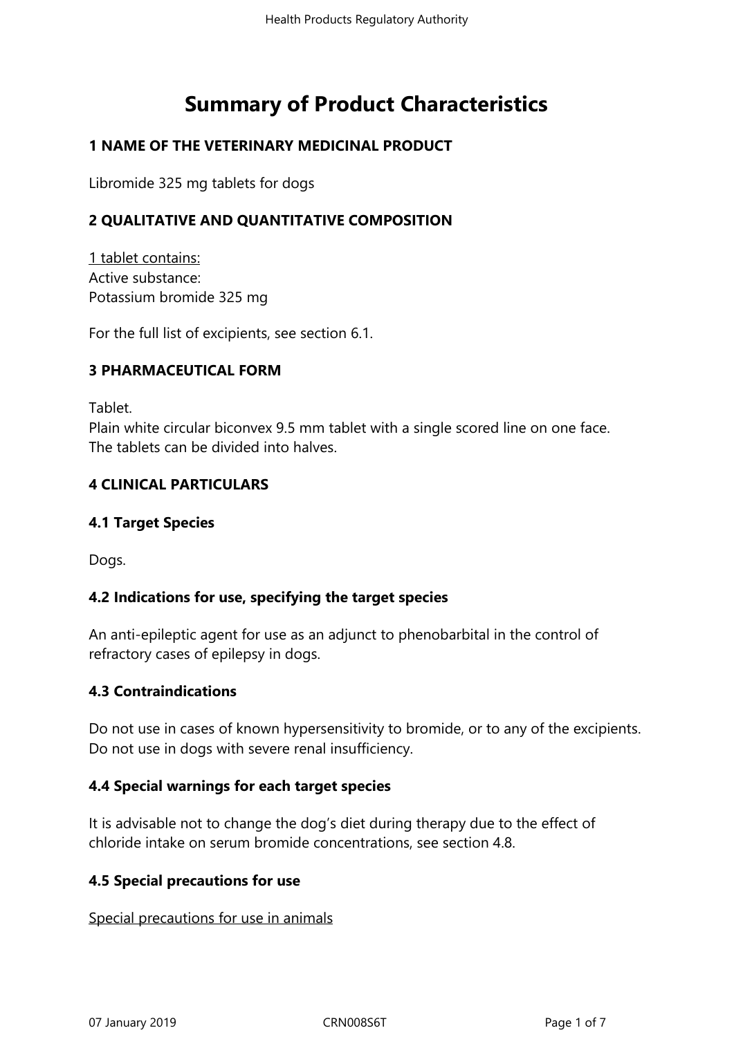# Summary of Product Characteristics

## 1 NAME OF THE VETERINARY MEDICINAL PRODUCT

Libromide 325 mg tablets for dogs

## 2 QUALITATIVE AND QUANTITATIVE COMPOSITION

1 tablet contains:
Active substance:
Potassium bromide 325 mg

For the full list of excipients, see section 6.1.

## 3 PHARMACEUTICAL FORM

Tablet.
Plain white circular biconvex 9.5 mm tablet with a single scored line on one face.
The tablets can be divided into halves.

## 4 CLINICAL PARTICULARS

### 4.1 Target Species

Dogs.

### 4.2 Indications for use, specifying the target species

An anti-epileptic agent for use as an adjunct to phenobarbital in the control of refractory cases of epilepsy in dogs.

### 4.3 Contraindications

Do not use in cases of known hypersensitivity to bromide, or to any of the excipients.
Do not use in dogs with severe renal insufficiency.

### 4.4 Special warnings for each target species

It is advisable not to change the dog's diet during therapy due to the effect of chloride intake on serum bromide concentrations, see section 4.8.

### 4.5 Special precautions for use

Special precautions for use in animals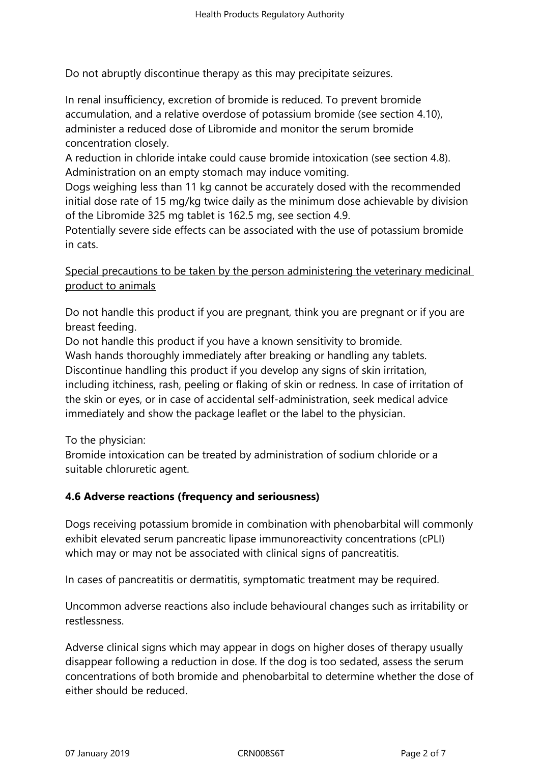Do not abruptly discontinue therapy as this may precipitate seizures.

In renal insufficiency, excretion of bromide is reduced. To prevent bromide accumulation, and a relative overdose of potassium bromide (see section 4.10), administer a reduced dose of Libromide and monitor the serum bromide concentration closely.
A reduction in chloride intake could cause bromide intoxication (see section 4.8).
Administration on an empty stomach may induce vomiting.
Dogs weighing less than 11 kg cannot be accurately dosed with the recommended initial dose rate of 15 mg/kg twice daily as the minimum dose achievable by division of the Libromide 325 mg tablet is 162.5 mg, see section 4.9.
Potentially severe side effects can be associated with the use of potassium bromide in cats.

Special precautions to be taken by the person administering the veterinary medicinal product to animals

Do not handle this product if you are pregnant, think you are pregnant or if you are breast feeding.
Do not handle this product if you have a known sensitivity to bromide.
Wash hands thoroughly immediately after breaking or handling any tablets.
Discontinue handling this product if you develop any signs of skin irritation, including itchiness, rash, peeling or flaking of skin or redness. In case of irritation of the skin or eyes, or in case of accidental self-administration, seek medical advice immediately and show the package leaflet or the label to the physician.

To the physician:
Bromide intoxication can be treated by administration of sodium chloride or a suitable chloruretic agent.

### 4.6 Adverse reactions (frequency and seriousness)

Dogs receiving potassium bromide in combination with phenobarbital will commonly exhibit elevated serum pancreatic lipase immunoreactivity concentrations (cPLI) which may or may not be associated with clinical signs of pancreatitis.

In cases of pancreatitis or dermatitis, symptomatic treatment may be required.

Uncommon adverse reactions also include behavioural changes such as irritability or restlessness.

Adverse clinical signs which may appear in dogs on higher doses of therapy usually disappear following a reduction in dose. If the dog is too sedated, assess the serum concentrations of both bromide and phenobarbital to determine whether the dose of either should be reduced.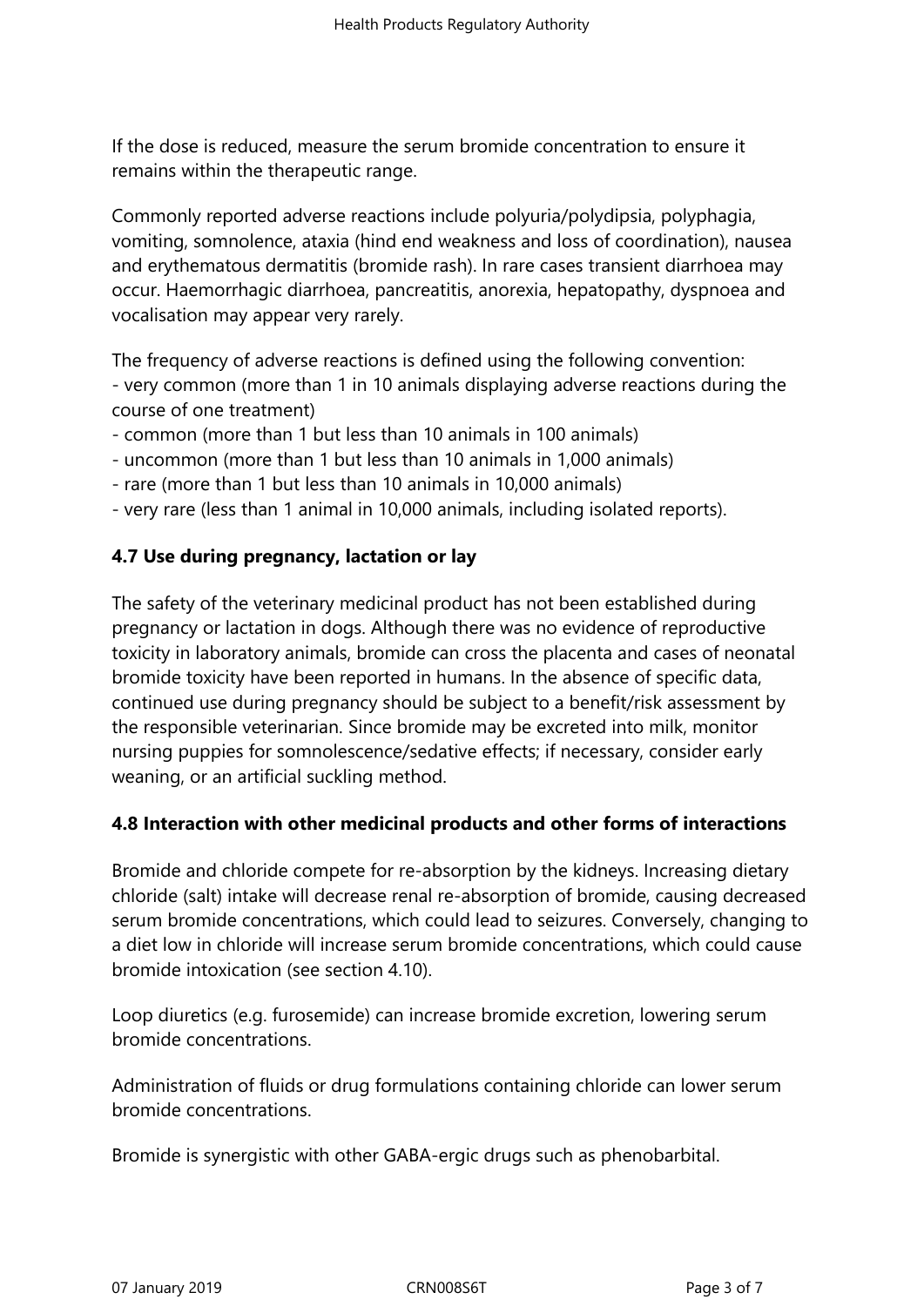If the dose is reduced, measure the serum bromide concentration to ensure it remains within the therapeutic range.

Commonly reported adverse reactions include polyuria/polydipsia, polyphagia, vomiting, somnolence, ataxia (hind end weakness and loss of coordination), nausea and erythematous dermatitis (bromide rash). In rare cases transient diarrhoea may occur. Haemorrhagic diarrhoea, pancreatitis, anorexia, hepatopathy, dyspnoea and vocalisation may appear very rarely.

The frequency of adverse reactions is defined using the following convention:
- very common (more than 1 in 10 animals displaying adverse reactions during the course of one treatment)
- common (more than 1 but less than 10 animals in 100 animals)
- uncommon (more than 1 but less than 10 animals in 1,000 animals)
- rare (more than 1 but less than 10 animals in 10,000 animals)
- very rare (less than 1 animal in 10,000 animals, including isolated reports).

### 4.7 Use during pregnancy, lactation or lay

The safety of the veterinary medicinal product has not been established during pregnancy or lactation in dogs. Although there was no evidence of reproductive toxicity in laboratory animals, bromide can cross the placenta and cases of neonatal bromide toxicity have been reported in humans. In the absence of specific data, continued use during pregnancy should be subject to a benefit/risk assessment by the responsible veterinarian. Since bromide may be excreted into milk, monitor nursing puppies for somnolescence/sedative effects; if necessary, consider early weaning, or an artificial suckling method.

### 4.8 Interaction with other medicinal products and other forms of interactions

Bromide and chloride compete for re-absorption by the kidneys. Increasing dietary chloride (salt) intake will decrease renal re-absorption of bromide, causing decreased serum bromide concentrations, which could lead to seizures. Conversely, changing to a diet low in chloride will increase serum bromide concentrations, which could cause bromide intoxication (see section 4.10).

Loop diuretics (e.g. furosemide) can increase bromide excretion, lowering serum bromide concentrations.

Administration of fluids or drug formulations containing chloride can lower serum bromide concentrations.

Bromide is synergistic with other GABA-ergic drugs such as phenobarbital.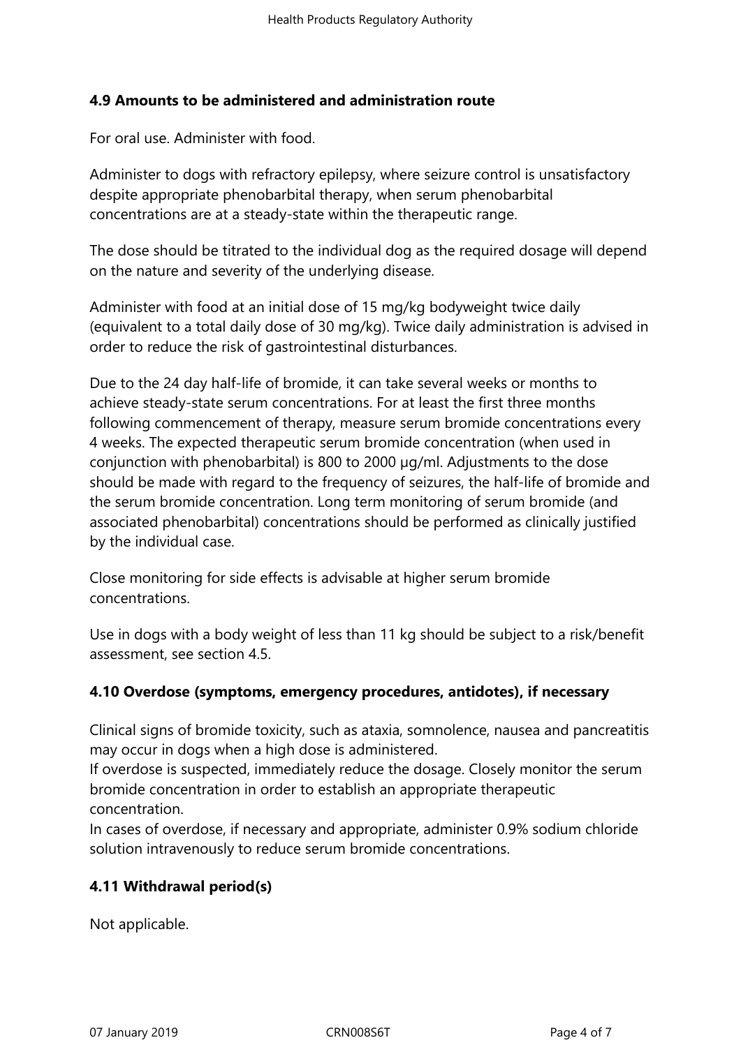### 4.9 Amounts to be administered and administration route

For oral use. Administer with food.

Administer to dogs with refractory epilepsy, where seizure control is unsatisfactory despite appropriate phenobarbital therapy, when serum phenobarbital concentrations are at a steady-state within the therapeutic range.

The dose should be titrated to the individual dog as the required dosage will depend on the nature and severity of the underlying disease.

Administer with food at an initial dose of 15 mg/kg bodyweight twice daily (equivalent to a total daily dose of 30 mg/kg). Twice daily administration is advised in order to reduce the risk of gastrointestinal disturbances.

Due to the 24 day half-life of bromide, it can take several weeks or months to achieve steady-state serum concentrations. For at least the first three months following commencement of therapy, measure serum bromide concentrations every 4 weeks. The expected therapeutic serum bromide concentration (when used in conjunction with phenobarbital) is 800 to 2000 µg/ml. Adjustments to the dose should be made with regard to the frequency of seizures, the half-life of bromide and the serum bromide concentration. Long term monitoring of serum bromide (and associated phenobarbital) concentrations should be performed as clinically justified by the individual case.

Close monitoring for side effects is advisable at higher serum bromide concentrations.

Use in dogs with a body weight of less than 11 kg should be subject to a risk/benefit assessment, see section 4.5.

### 4.10 Overdose (symptoms, emergency procedures, antidotes), if necessary

Clinical signs of bromide toxicity, such as ataxia, somnolence, nausea and pancreatitis may occur in dogs when a high dose is administered.
If overdose is suspected, immediately reduce the dosage. Closely monitor the serum bromide concentration in order to establish an appropriate therapeutic concentration.
In cases of overdose, if necessary and appropriate, administer 0.9% sodium chloride solution intravenously to reduce serum bromide concentrations.

### 4.11 Withdrawal period(s)

Not applicable.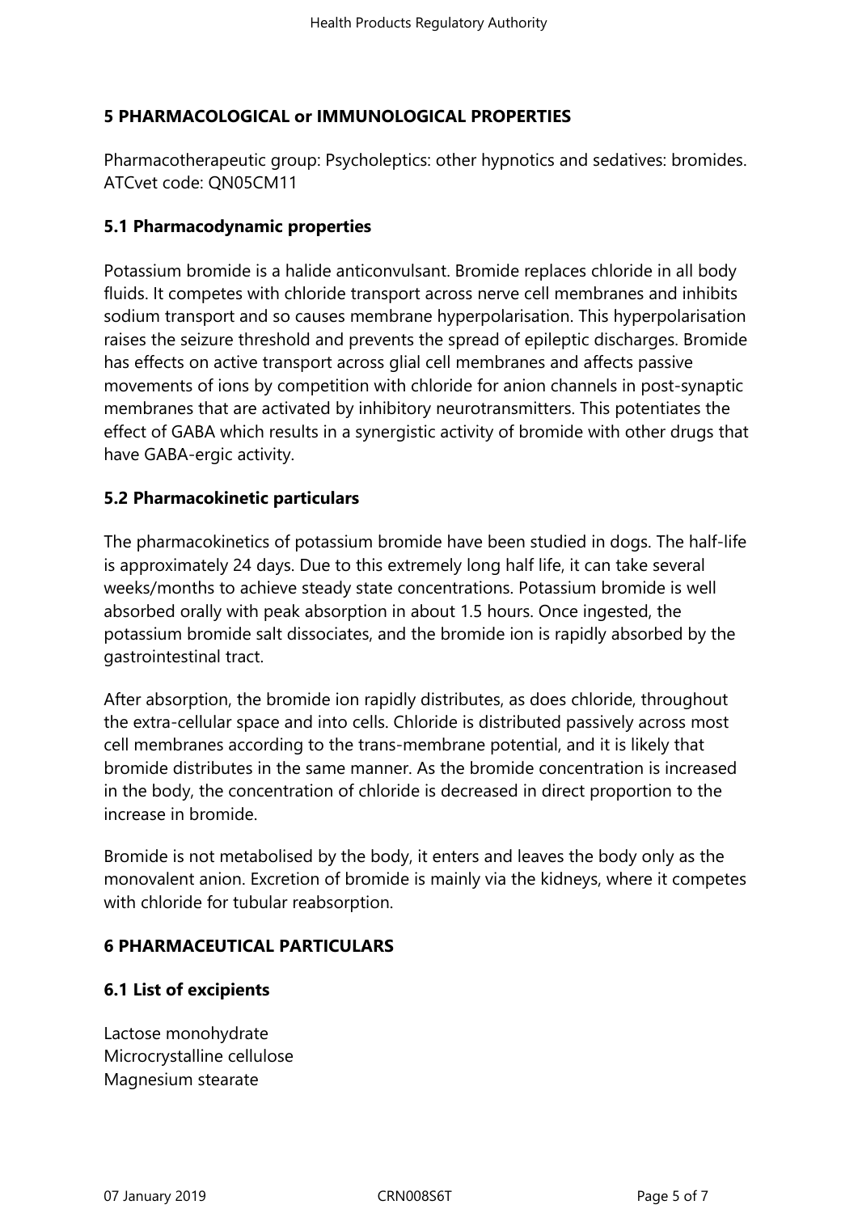## 5 PHARMACOLOGICAL or IMMUNOLOGICAL PROPERTIES

Pharmacotherapeutic group: Psycholeptics: other hypnotics and sedatives: bromides.
ATCvet code: QN05CM11

### 5.1 Pharmacodynamic properties

Potassium bromide is a halide anticonvulsant. Bromide replaces chloride in all body fluids. It competes with chloride transport across nerve cell membranes and inhibits sodium transport and so causes membrane hyperpolarisation. This hyperpolarisation raises the seizure threshold and prevents the spread of epileptic discharges. Bromide has effects on active transport across glial cell membranes and affects passive movements of ions by competition with chloride for anion channels in post-synaptic membranes that are activated by inhibitory neurotransmitters. This potentiates the effect of GABA which results in a synergistic activity of bromide with other drugs that have GABA-ergic activity.

### 5.2 Pharmacokinetic particulars

The pharmacokinetics of potassium bromide have been studied in dogs. The half-life is approximately 24 days. Due to this extremely long half life, it can take several weeks/months to achieve steady state concentrations. Potassium bromide is well absorbed orally with peak absorption in about 1.5 hours. Once ingested, the potassium bromide salt dissociates, and the bromide ion is rapidly absorbed by the gastrointestinal tract.

After absorption, the bromide ion rapidly distributes, as does chloride, throughout the extra-cellular space and into cells. Chloride is distributed passively across most cell membranes according to the trans-membrane potential, and it is likely that bromide distributes in the same manner. As the bromide concentration is increased in the body, the concentration of chloride is decreased in direct proportion to the increase in bromide.

Bromide is not metabolised by the body, it enters and leaves the body only as the monovalent anion. Excretion of bromide is mainly via the kidneys, where it competes with chloride for tubular reabsorption.

## 6 PHARMACEUTICAL PARTICULARS

### 6.1 List of excipients

Lactose monohydrate
Microcrystalline cellulose
Magnesium stearate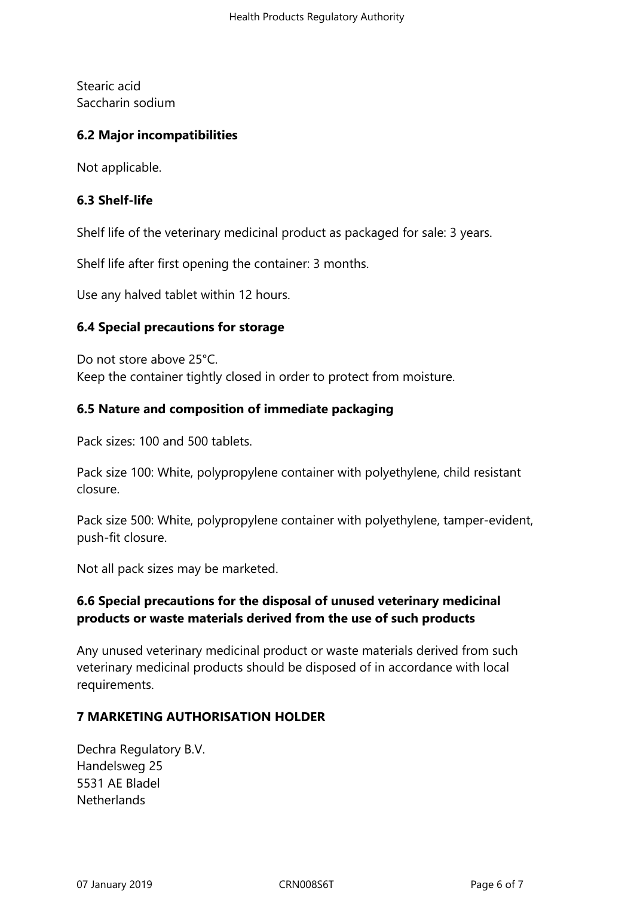Stearic acid
Saccharin sodium

### 6.2 Major incompatibilities

Not applicable.

### 6.3 Shelf-life

Shelf life of the veterinary medicinal product as packaged for sale: 3 years.

Shelf life after first opening the container: 3 months.

Use any halved tablet within 12 hours.

### 6.4 Special precautions for storage

Do not store above 25°C.
Keep the container tightly closed in order to protect from moisture.

### 6.5 Nature and composition of immediate packaging

Pack sizes: 100 and 500 tablets.

Pack size 100: White, polypropylene container with polyethylene, child resistant closure.

Pack size 500: White, polypropylene container with polyethylene, tamper-evident, push-fit closure.

Not all pack sizes may be marketed.

### 6.6 Special precautions for the disposal of unused veterinary medicinal products or waste materials derived from the use of such products

Any unused veterinary medicinal product or waste materials derived from such veterinary medicinal products should be disposed of in accordance with local requirements.

## 7 MARKETING AUTHORISATION HOLDER

Dechra Regulatory B.V.
Handelsweg 25
5531 AE Bladel
Netherlands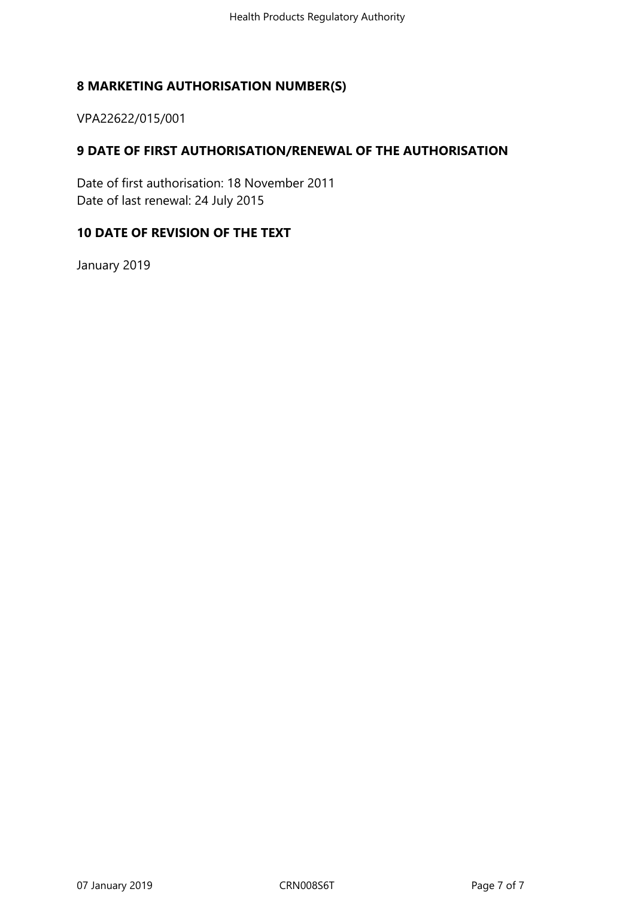## 8 MARKETING AUTHORISATION NUMBER(S)

VPA22622/015/001

## 9 DATE OF FIRST AUTHORISATION/RENEWAL OF THE AUTHORISATION

Date of first authorisation: 18 November 2011
Date of last renewal: 24 July 2015

## 10 DATE OF REVISION OF THE TEXT

January 2019